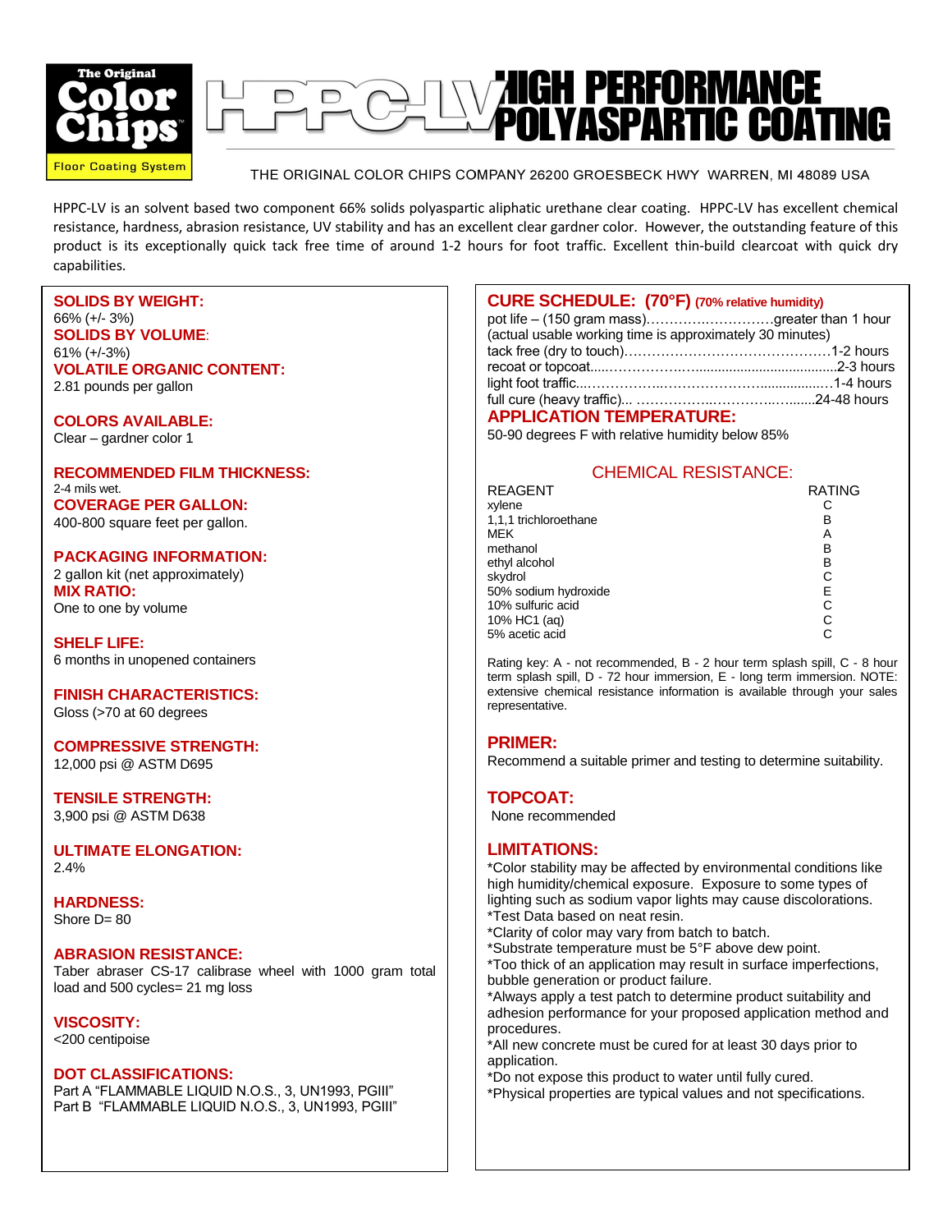The Original Color Chips Floor Coating System

# HPPC-LV HIGH PERFORMANCE POLYASPARTIC COATING

THE ORIGINAL COLOR CHIPS COMPANY 26200 GROESBECK HWY WARREN, MI 48089 USA

HPPC-LV is an solvent based two component 66% solids polyaspartic aliphatic urethane clear coating. HPPC-LV has excellent chemical resistance, hardness, abrasion resistance, UV stability and has an excellent clear gardner color. However, the outstanding feature of this product is its exceptionally quick tack free time of around 1-2 hours for foot traffic. Excellent thin-build clearcoat with quick dry capabilities.

**SOLIDS BY WEIGHT:**
66% (+/- 3%)

**SOLIDS BY VOLUME:**
61% (+/-3%)

**VOLATILE ORGANIC CONTENT:**
2.81 pounds per gallon

**COLORS AVAILABLE:**
Clear – gardner color 1

**RECOMMENDED FILM THICKNESS:**
2-4 mils wet.

**COVERAGE PER GALLON:**
400-800 square feet per gallon.

**PACKAGING INFORMATION:**
2 gallon kit (net approximately)

**MIX RATIO:**
One to one by volume

**SHELF LIFE:**
6 months in unopened containers

**FINISH CHARACTERISTICS:**
Gloss (>70 at 60 degrees

**COMPRESSIVE STRENGTH:**
12,000 psi @ ASTM D695

**TENSILE STRENGTH:**
3,900 psi @ ASTM D638

**ULTIMATE ELONGATION:**
2.4%

**HARDNESS:**
Shore D= 80

**ABRASION RESISTANCE:**
Taber abraser CS-17 calibrase wheel with 1000 gram total load and 500 cycles= 21 mg loss

**VISCOSITY:**
<200 centipoise

**DOT CLASSIFICATIONS:**
Part A "FLAMMABLE LIQUID N.O.S., 3, UN1993, PGIII"
Part B "FLAMMABLE LIQUID N.O.S., 3, UN1993, PGIII"

**CURE SCHEDULE: (70°F)** (70% relative humidity)

pot life – (150 gram mass)…………………………greater than 1 hour
(actual usable working time is approximately 30 minutes)
tack free (dry to touch)………………………………………1-2 hours
recoat or topcoat…………………………………………2-3 hours
light foot traffic……………………………………………1-4 hours
full cure (heavy traffic)……………………………………24-48 hours

**APPLICATION TEMPERATURE:**
50-90 degrees F with relative humidity below 85%

**CHEMICAL RESISTANCE:**

| REAGENT | RATING |
|---|---|
| xylene | C |
| 1,1,1 trichloroethane | B |
| MEK | A |
| methanol | B |
| ethyl alcohol | B |
| skydrol | C |
| 50% sodium hydroxide | E |
| 10% sulfuric acid | C |
| 10% HC1 (aq) | C |
| 5% acetic acid | C |

Rating key: A - not recommended, B - 2 hour term splash spill, C - 8 hour term splash spill, D - 72 hour immersion, E - long term immersion. NOTE: extensive chemical resistance information is available through your sales representative.

**PRIMER:**
Recommend a suitable primer and testing to determine suitability.

**TOPCOAT:**
None recommended

**LIMITATIONS:**
*Color stability may be affected by environmental conditions like high humidity/chemical exposure. Exposure to some types of lighting such as sodium vapor lights may cause discolorations.
*Test Data based on neat resin.
*Clarity of color may vary from batch to batch.
*Substrate temperature must be 5°F above dew point.
*Too thick of an application may result in surface imperfections, bubble generation or product failure.
*Always apply a test patch to determine product suitability and adhesion performance for your proposed application method and procedures.
*All new concrete must be cured for at least 30 days prior to application.
*Do not expose this product to water until fully cured.
*Physical properties are typical values and not specifications.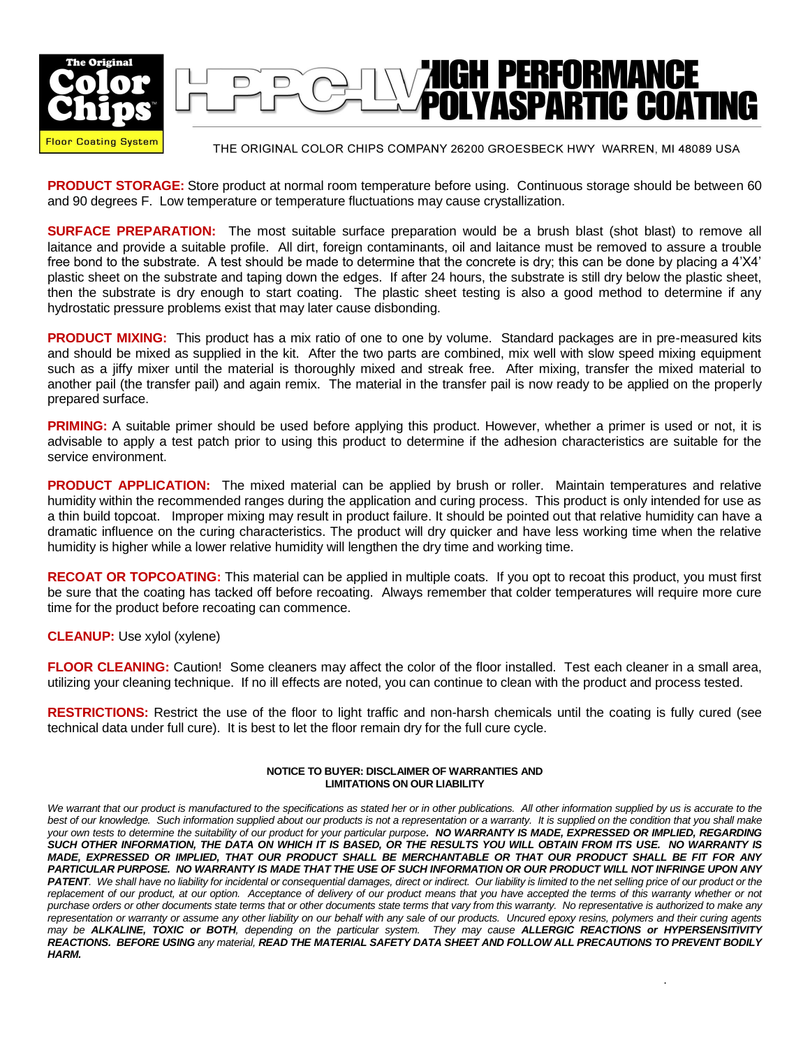# HPPC-LV HIGH PERFORMANCE POLYASPARTIC COATING

The Original Color Chips Floor Coating System

THE ORIGINAL COLOR CHIPS COMPANY 26200 GROESBECK HWY WARREN, MI 48089 USA

**PRODUCT STORAGE:** Store product at normal room temperature before using. Continuous storage should be between 60 and 90 degrees F. Low temperature or temperature fluctuations may cause crystallization.

**SURFACE PREPARATION:** The most suitable surface preparation would be a brush blast (shot blast) to remove all laitance and provide a suitable profile. All dirt, foreign contaminants, oil and laitance must be removed to assure a trouble free bond to the substrate. A test should be made to determine that the concrete is dry; this can be done by placing a 4'X4' plastic sheet on the substrate and taping down the edges. If after 24 hours, the substrate is still dry below the plastic sheet, then the substrate is dry enough to start coating. The plastic sheet testing is also a good method to determine if any hydrostatic pressure problems exist that may later cause disbonding.

**PRODUCT MIXING:** This product has a mix ratio of one to one by volume. Standard packages are in pre-measured kits and should be mixed as supplied in the kit. After the two parts are combined, mix well with slow speed mixing equipment such as a jiffy mixer until the material is thoroughly mixed and streak free. After mixing, transfer the mixed material to another pail (the transfer pail) and again remix. The material in the transfer pail is now ready to be applied on the properly prepared surface.

**PRIMING:** A suitable primer should be used before applying this product. However, whether a primer is used or not, it is advisable to apply a test patch prior to using this product to determine if the adhesion characteristics are suitable for the service environment.

**PRODUCT APPLICATION:** The mixed material can be applied by brush or roller. Maintain temperatures and relative humidity within the recommended ranges during the application and curing process. This product is only intended for use as a thin build topcoat. Improper mixing may result in product failure. It should be pointed out that relative humidity can have a dramatic influence on the curing characteristics. The product will dry quicker and have less working time when the relative humidity is higher while a lower relative humidity will lengthen the dry time and working time.

**RECOAT OR TOPCOATING:** This material can be applied in multiple coats. If you opt to recoat this product, you must first be sure that the coating has tacked off before recoating. Always remember that colder temperatures will require more cure time for the product before recoating can commence.

**CLEANUP:** Use xylol (xylene)

**FLOOR CLEANING:** Caution! Some cleaners may affect the color of the floor installed. Test each cleaner in a small area, utilizing your cleaning technique. If no ill effects are noted, you can continue to clean with the product and process tested.

**RESTRICTIONS:** Restrict the use of the floor to light traffic and non-harsh chemicals until the coating is fully cured (see technical data under full cure). It is best to let the floor remain dry for the full cure cycle.

**NOTICE TO BUYER: DISCLAIMER OF WARRANTIES AND LIMITATIONS ON OUR LIABILITY**

*We warrant that our product is manufactured to the specifications as stated her or in other publications. All other information supplied by us is accurate to the best of our knowledge. Such information supplied about our products is not a representation or a warranty. It is supplied on the condition that you shall make your own tests to determine the suitability of our product for your particular purpose.* ***NO WARRANTY IS MADE, EXPRESSED OR IMPLIED, REGARDING SUCH OTHER INFORMATION, THE DATA ON WHICH IT IS BASED, OR THE RESULTS YOU WILL OBTAIN FROM ITS USE. NO WARRANTY IS MADE, EXPRESSED OR IMPLIED, THAT OUR PRODUCT SHALL BE MERCHANTABLE OR THAT OUR PRODUCT SHALL BE FIT FOR ANY PARTICULAR PURPOSE. NO WARRANTY IS MADE THAT THE USE OF SUCH INFORMATION OR OUR PRODUCT WILL NOT INFRINGE UPON ANY PATENT****. We shall have no liability for incidental or consequential damages, direct or indirect. Our liability is limited to the net selling price of our product or the replacement of our product, at our option. Acceptance of delivery of our product means that you have accepted the terms of this warranty whether or not purchase orders or other documents state terms that or other documents state terms that vary from this warranty. No representative is authorized to make any representation or warranty or assume any other liability on our behalf with any sale of our products. Uncured epoxy resins, polymers and their curing agents may be* ***ALKALINE, TOXIC or BOTH****, depending on the particular system. They may cause* ***ALLERGIC REACTIONS or HYPERSENSITIVITY REACTIONS. BEFORE USING*** *any material,* ***READ THE MATERIAL SAFETY DATA SHEET AND FOLLOW ALL PRECAUTIONS TO PREVENT BODILY HARM.***